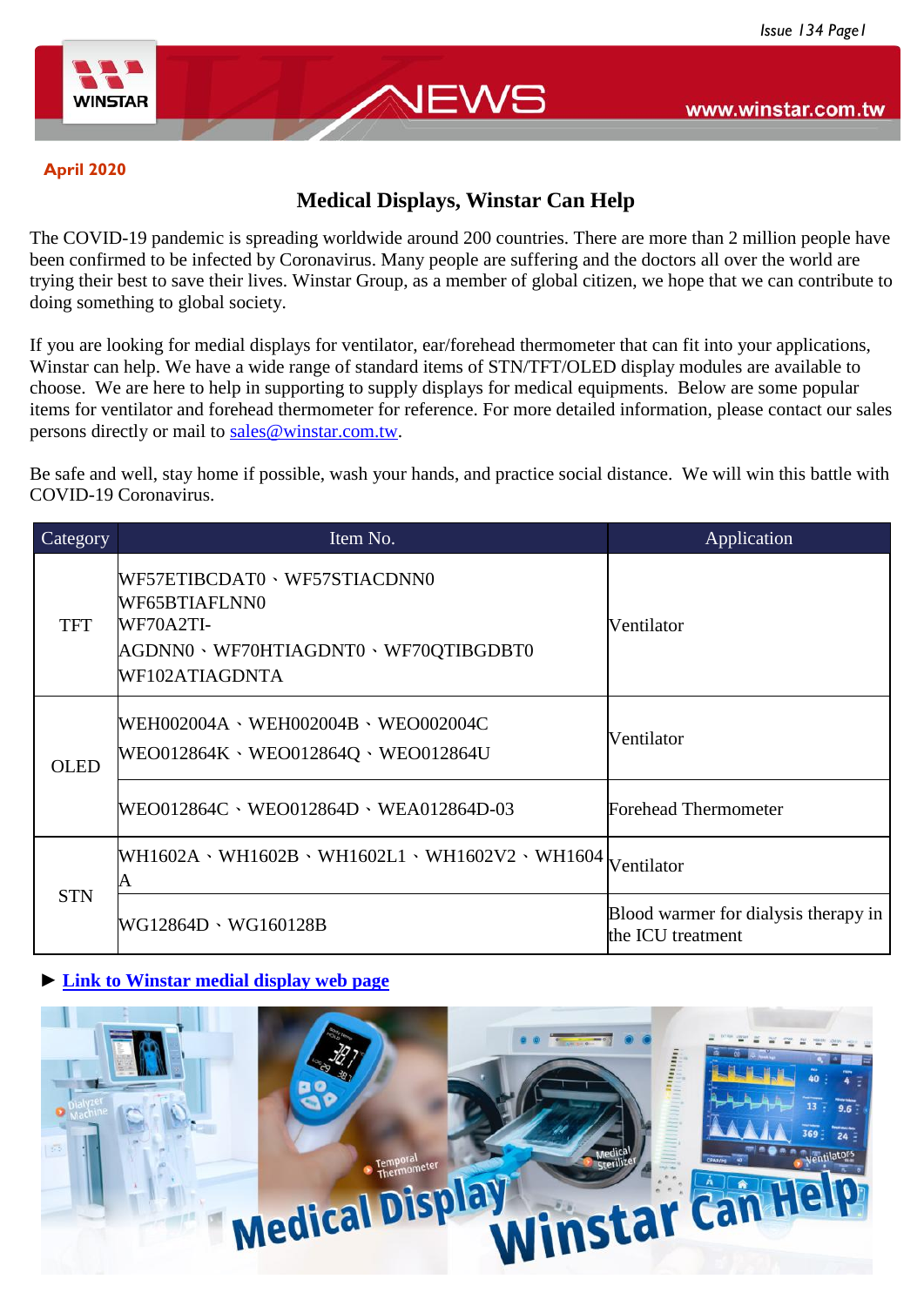April 2020

## Medical Displays, Winstar Can Help

The COVID-19 pandemic is spreading worldwide around 200 countries. There are more than 2 million people have been confirmed to be infected by Coronavirus. Many people are suffering and the doctors all over the world are trying their best to save their lives. Winstar Group, as a member of global citizen, we hope that we can contribute to doing something to global society.

If you are looking for medial displays for ventilator, ear/forehead thermometer that can fit into your applications, Winstar can help. We have a wide range of standard items of STN/TFT/OLED display modules are available to choose. We are here to help in supporting to supply displays for medical equipments. Below are some popular items for ventilator and forehead thermometer for reference. For more detailed information, please contact our sales persons directly or mail to sales@winstar.com.tw.

Be safe and well, stay home if possible, wash your hands, and practice social distance. We will win this battle with COVID-19 Coronavirus.

| Category | Item No. | Application |
|---|---|---|
| TFT | WF57ETIBCDAT0、WF57STIACDNN0<br>WF65BTIAFLNN0<br>WF70A2TI-AGDNN0、WF70HTIAGDNT0、WF70QTIBGDBT0<br>WF102ATIAGDNTA | Ventilator |
| OLED | WEH002004A、WEH002004B、WEO002004C<br>WEO012864K、WEO012864Q、WEO012864U | Ventilator |
| | WEO012864C、WEO012864D、WEA012864D-03 | Forehead Thermometer |
| STN | WH1602A、WH1602B、WH1602L1、WH1602V2、WH1604A | Ventilator |
| | WG12864D、WG160128B | Blood warmer for dialysis therapy in the ICU treatment |

► **Link to Winstar medial display web page**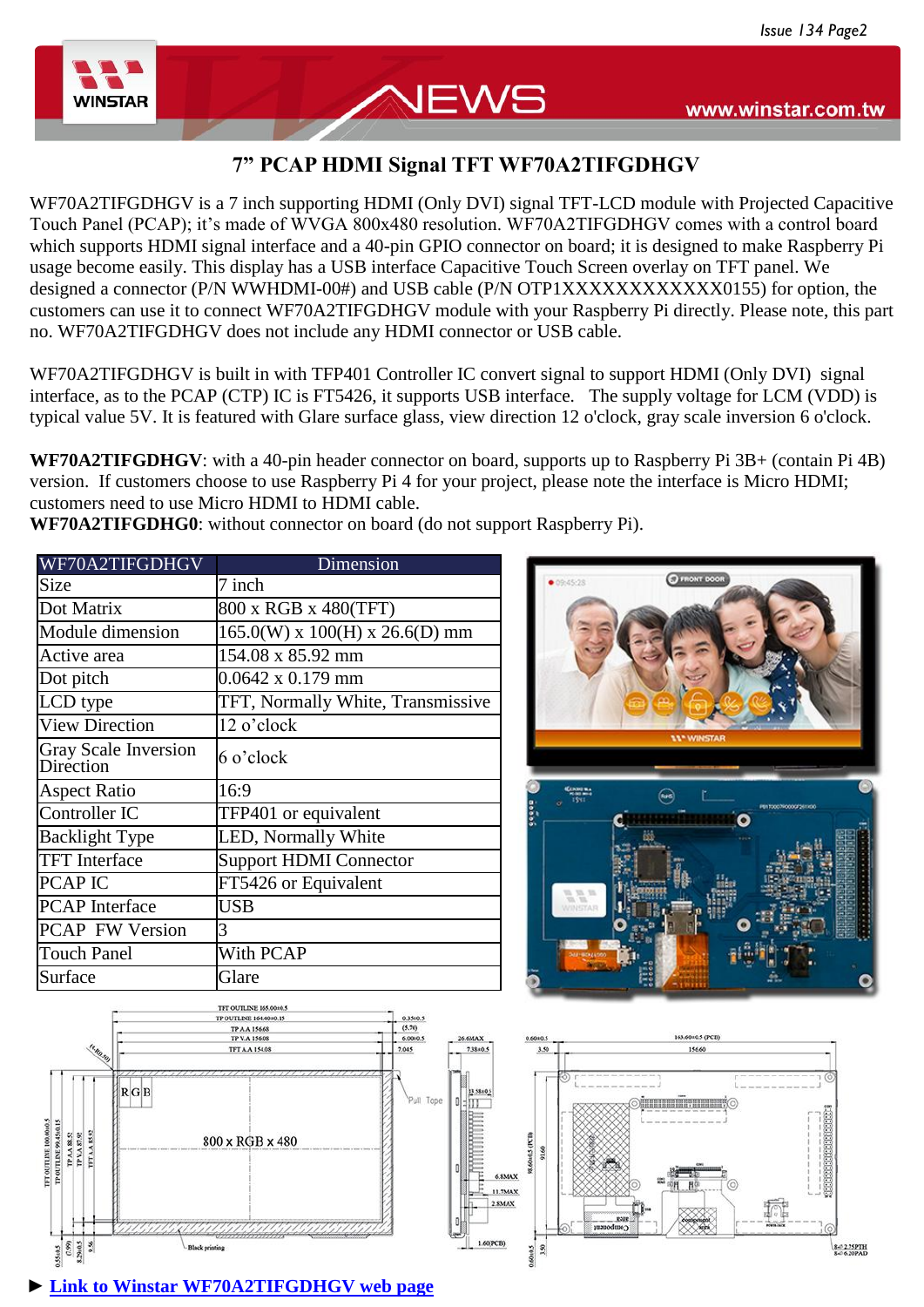## 7” PCAP HDMI Signal TFT WF70A2TIFGDHGV

WF70A2TIFGDHGV is a 7 inch supporting HDMI (Only DVI) signal TFT-LCD module with Projected Capacitive Touch Panel (PCAP); it’s made of WVGA 800x480 resolution. WF70A2TIFGDHGV comes with a control board which supports HDMI signal interface and a 40-pin GPIO connector on board; it is designed to make Raspberry Pi usage become easily. This display has a USB interface Capacitive Touch Screen overlay on TFT panel. We designed a connector (P/N WWHDMI-00#) and USB cable (P/N OTP1XXXXXXXXXXXX0155) for option, the customers can use it to connect WF70A2TIFGDHGV module with your Raspberry Pi directly. Please note, this part no. WF70A2TIFGDHGV does not include any HDMI connector or USB cable.

WF70A2TIFGDHGV is built in with TFP401 Controller IC convert signal to support HDMI (Only DVI) signal interface, as to the PCAP (CTP) IC is FT5426, it supports USB interface. The supply voltage for LCM (VDD) is typical value 5V. It is featured with Glare surface glass, view direction 12 o'clock, gray scale inversion 6 o'clock.

**WF70A2TIFGDHGV**: with a 40-pin header connector on board, supports up to Raspberry Pi 3B+ (contain Pi 4B) version. If customers choose to use Raspberry Pi 4 for your project, please note the interface is Micro HDMI; customers need to use Micro HDMI to HDMI cable.
**WF70A2TIFGDHG0**: without connector on board (do not support Raspberry Pi).

| WF70A2TIFGDHGV | Dimension |
|---|---|
| Size | 7 inch |
| Dot Matrix | 800 x RGB x 480(TFT) |
| Module dimension | 165.0(W) x 100(H) x 26.6(D) mm |
| Active area | 154.08 x 85.92 mm |
| Dot pitch | 0.0642 x 0.179 mm |
| LCD type | TFT, Normally White, Transmissive |
| View Direction | 12 o’clock |
| Gray Scale Inversion Direction | 6 o’clock |
| Aspect Ratio | 16:9 |
| Controller IC | TFP401 or equivalent |
| Backlight Type | LED, Normally White |
| TFT Interface | Support HDMI Connector |
| PCAP IC | FT5426 or Equivalent |
| PCAP Interface | USB |
| PCAP FW Version | 3 |
| Touch Panel | With PCAP |
| Surface | Glare |

► Link to Winstar WF70A2TIFGDHGV web page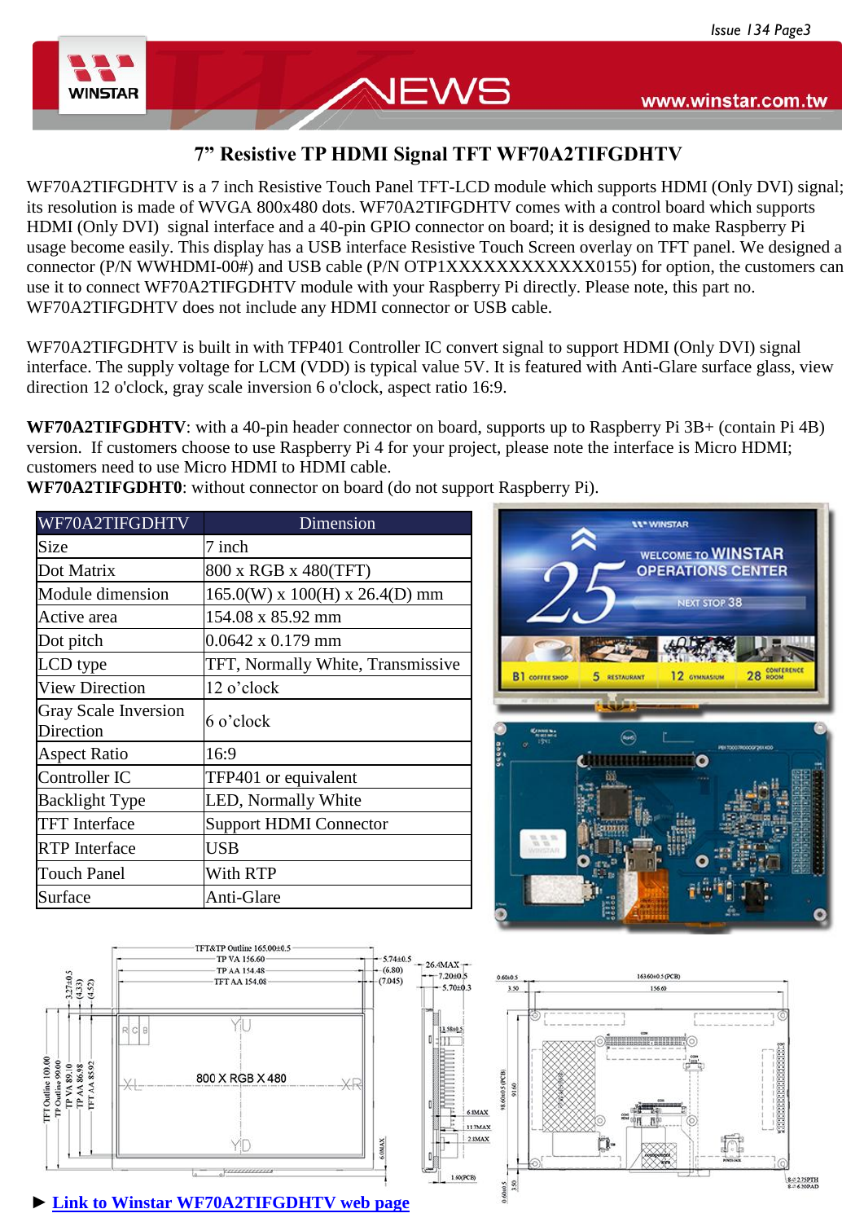## 7" Resistive TP HDMI Signal TFT WF70A2TIFGDHTV

WF70A2TIFGDHTV is a 7 inch Resistive Touch Panel TFT-LCD module which supports HDMI (Only DVI) signal; its resolution is made of WVGA 800x480 dots. WF70A2TIFGDHTV comes with a control board which supports HDMI (Only DVI) signal interface and a 40-pin GPIO connector on board; it is designed to make Raspberry Pi usage become easily. This display has a USB interface Resistive Touch Screen overlay on TFT panel. We designed a connector (P/N WWHDMI-00#) and USB cable (P/N OTP1XXXXXXXXXXXX0155) for option, the customers can use it to connect WF70A2TIFGDHTV module with your Raspberry Pi directly. Please note, this part no. WF70A2TIFGDHTV does not include any HDMI connector or USB cable.

WF70A2TIFGDHTV is built in with TFP401 Controller IC convert signal to support HDMI (Only DVI) signal interface. The supply voltage for LCM (VDD) is typical value 5V. It is featured with Anti-Glare surface glass, view direction 12 o'clock, gray scale inversion 6 o'clock, aspect ratio 16:9.

**WF70A2TIFGDHTV**: with a 40-pin header connector on board, supports up to Raspberry Pi 3B+ (contain Pi 4B) version. If customers choose to use Raspberry Pi 4 for your project, please note the interface is Micro HDMI; customers need to use Micro HDMI to HDMI cable.
**WF70A2TIFGDHT0**: without connector on board (do not support Raspberry Pi).

| WF70A2TIFGDHTV | Dimension |
|---|---|
| Size | 7 inch |
| Dot Matrix | 800 x RGB x 480(TFT) |
| Module dimension | 165.0(W) x 100(H) x 26.4(D) mm |
| Active area | 154.08 x 85.92 mm |
| Dot pitch | 0.0642 x 0.179 mm |
| LCD type | TFT, Normally White, Transmissive |
| View Direction | 12 o'clock |
| Gray Scale Inversion Direction | 6 o'clock |
| Aspect Ratio | 16:9 |
| Controller IC | TFP401 or equivalent |
| Backlight Type | LED, Normally White |
| TFT Interface | Support HDMI Connector |
| RTP Interface | USB |
| Touch Panel | With RTP |
| Surface | Anti-Glare |

► Link to Winstar WF70A2TIFGDHTV web page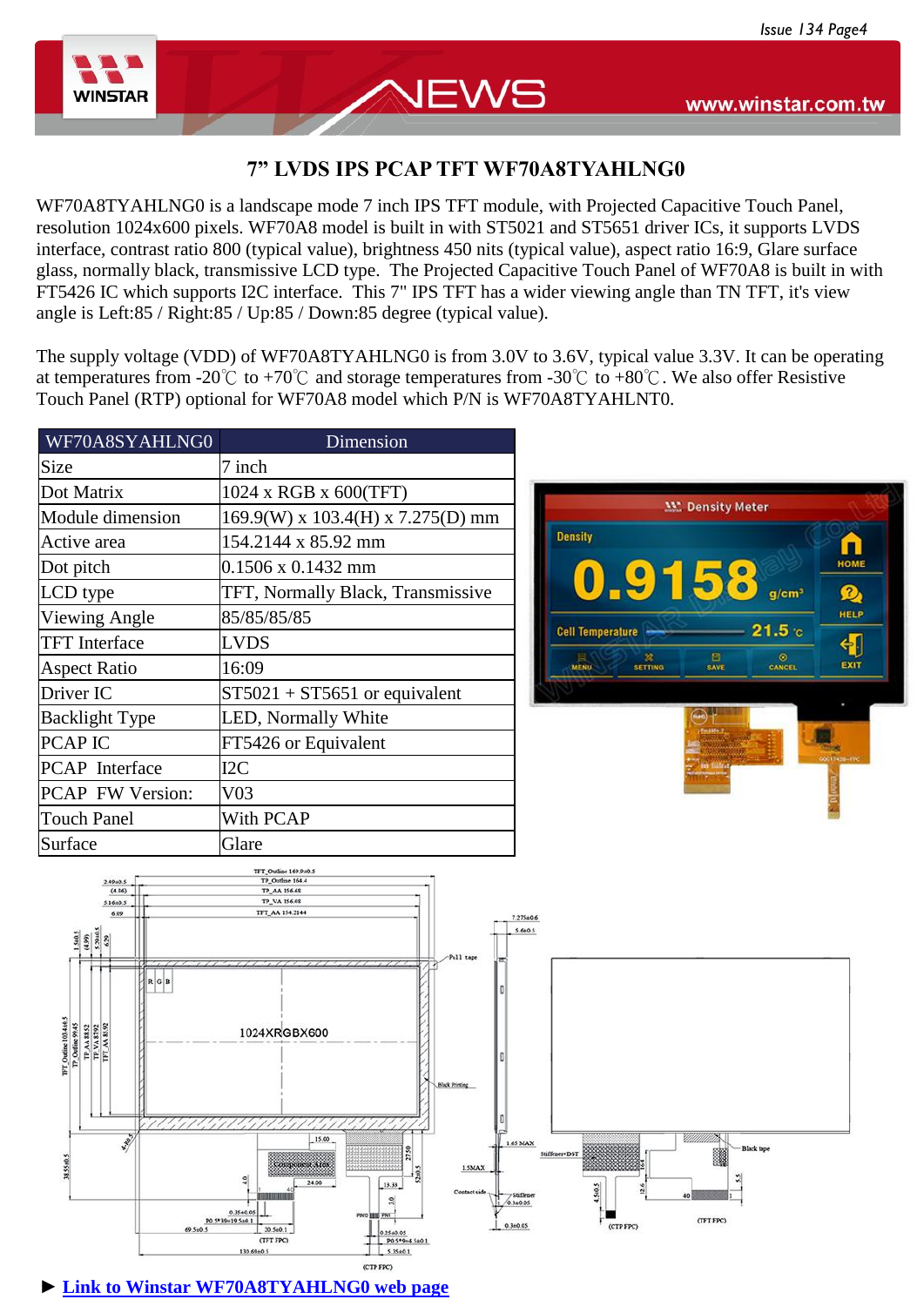# 7" LVDS IPS PCAP TFT WF70A8TYAHLNG0

WF70A8TYAHLNG0 is a landscape mode 7 inch IPS TFT module, with Projected Capacitive Touch Panel, resolution 1024x600 pixels. WF70A8 model is built in with ST5021 and ST5651 driver ICs, it supports LVDS interface, contrast ratio 800 (typical value), brightness 450 nits (typical value), aspect ratio 16:9, Glare surface glass, normally black, transmissive LCD type. The Projected Capacitive Touch Panel of WF70A8 is built in with FT5426 IC which supports I2C interface. This 7" IPS TFT has a wider viewing angle than TN TFT, it's view angle is Left:85 / Right:85 / Up:85 / Down:85 degree (typical value).

The supply voltage (VDD) of WF70A8TYAHLNG0 is from 3.0V to 3.6V, typical value 3.3V. It can be operating at temperatures from -20℃ to +70℃ and storage temperatures from -30℃ to +80℃. We also offer Resistive Touch Panel (RTP) optional for WF70A8 model which P/N is WF70A8TYAHLNT0.

| WF70A8SYAHLNG0 | Dimension |
|---|---|
| Size | 7 inch |
| Dot Matrix | 1024 x RGB x 600(TFT) |
| Module dimension | 169.9(W) x 103.4(H) x 7.275(D) mm |
| Active area | 154.2144 x 85.92 mm |
| Dot pitch | 0.1506 x 0.1432 mm |
| LCD type | TFT, Normally Black, Transmissive |
| Viewing Angle | 85/85/85/85 |
| TFT Interface | LVDS |
| Aspect Ratio | 16:09 |
| Driver IC | ST5021 + ST5651 or equivalent |
| Backlight Type | LED, Normally White |
| PCAP IC | FT5426 or Equivalent |
| PCAP Interface | I2C |
| PCAP FW Version: | V03 |
| Touch Panel | With PCAP |
| Surface | Glare |

► Link to Winstar WF70A8TYAHLNG0 web page